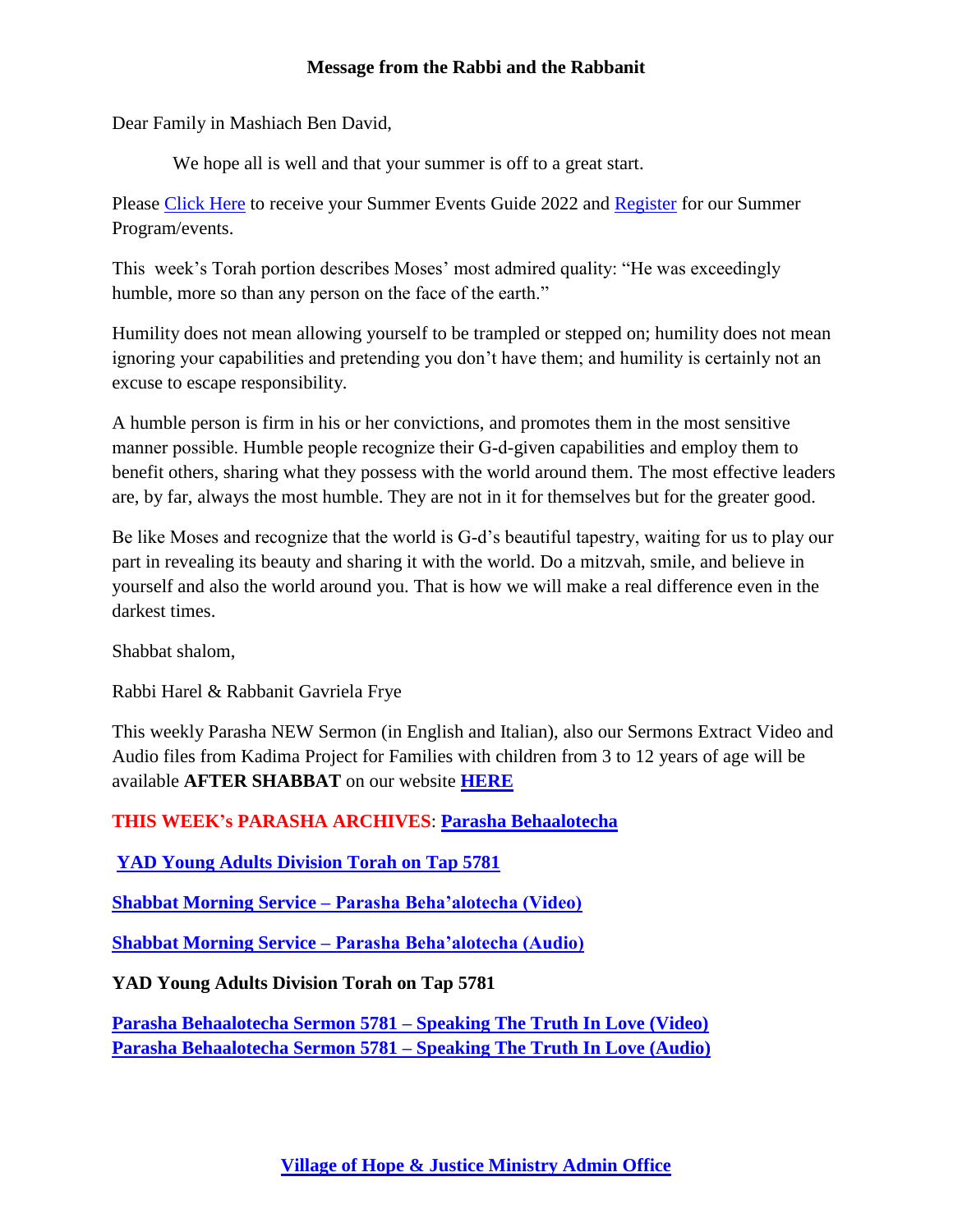**Message from the Rabbi and the Rabbanit**

Dear Family in Mashiach Ben David,

We hope all is well and that your summer is off to a great start.

Please Click Here to receive your Summer Events Guide 2022 and Register for our Summer Program/events.

This week's Torah portion describes Moses' most admired quality: "He was exceedingly humble, more so than any person on the face of the earth."

Humility does not mean allowing yourself to be trampled or stepped on; humility does not mean ignoring your capabilities and pretending you don't have them; and humility is certainly not an excuse to escape responsibility.

A humble person is firm in his or her convictions, and promotes them in the most sensitive manner possible. Humble people recognize their G-d-given capabilities and employ them to benefit others, sharing what they possess with the world around them. The most effective leaders are, by far, always the most humble. They are not in it for themselves but for the greater good.

Be like Moses and recognize that the world is G-d's beautiful tapestry, waiting for us to play our part in revealing its beauty and sharing it with the world. Do a mitzvah, smile, and believe in yourself and also the world around you. That is how we will make a real difference even in the darkest times.

Shabbat shalom,

Rabbi Harel & Rabbanit Gavriela Frye

This weekly Parasha NEW Sermon (in English and Italian), also our Sermons Extract Video and Audio files from Kadima Project for Families with children from 3 to 12 years of age will be available **AFTER SHABBAT** on our website **HERE**

**THIS WEEK's PARASHA ARCHIVES**: **Parasha Behaalotecha**

**YAD Young Adults Division Torah on Tap 5781**

**Shabbat Morning Service – Parasha Beha'alotecha (Video)**

**Shabbat Morning Service – Parasha Beha'alotecha (Audio)**

**YAD Young Adults Division Torah on Tap 5781**

**Parasha Behaalotecha Sermon 5781 – Speaking The Truth In Love (Video)**
**Parasha Behaalotecha Sermon 5781 – Speaking The Truth In Love (Audio)**

**Village of Hope & Justice Ministry Admin Office**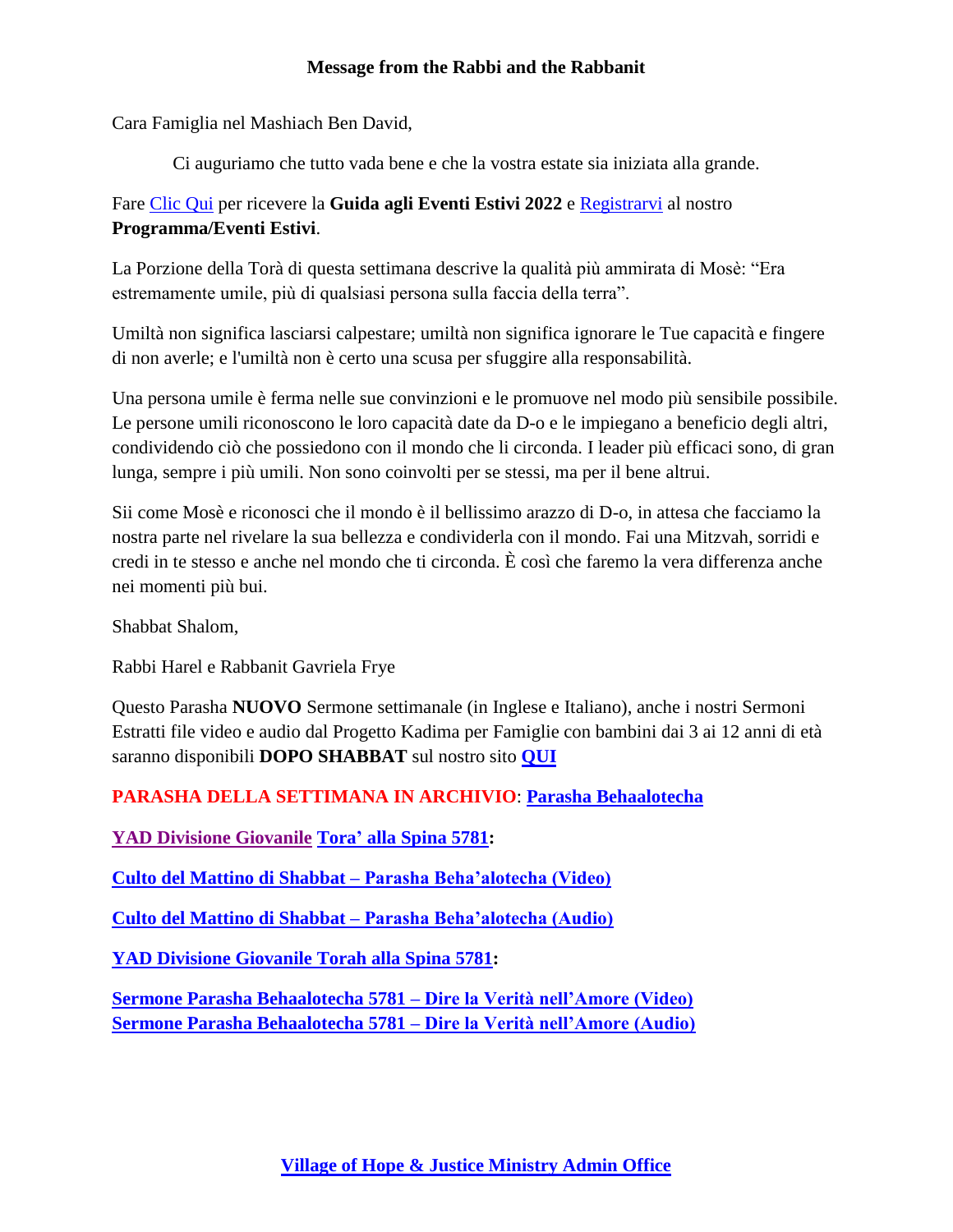**Message from the Rabbi and the Rabbanit**

Cara Famiglia nel Mashiach Ben David,

Ci auguriamo che tutto vada bene e che la vostra estate sia iniziata alla grande.

Fare Clic Qui per ricevere la **Guida agli Eventi Estivi 2022** e Registrarvi al nostro **Programma/Eventi Estivi**.

La Porzione della Torà di questa settimana descrive la qualità più ammirata di Mosè: "Era estremamente umile, più di qualsiasi persona sulla faccia della terra".

Umiltà non significa lasciarsi calpestare; umiltà non significa ignorare le Tue capacità e fingere di non averle; e l'umiltà non è certo una scusa per sfuggire alla responsabilità.

Una persona umile è ferma nelle sue convinzioni e le promuove nel modo più sensibile possibile. Le persone umili riconoscono le loro capacità date da D-o e le impiegano a beneficio degli altri, condividendo ciò che possiedono con il mondo che li circonda. I leader più efficaci sono, di gran lunga, sempre i più umili. Non sono coinvolti per se stessi, ma per il bene altrui.

Sii come Mosè e riconosci che il mondo è il bellissimo arazzo di D-o, in attesa che facciamo la nostra parte nel rivelare la sua bellezza e condividerla con il mondo. Fai una Mitzvah, sorridi e credi in te stesso e anche nel mondo che ti circonda. È così che faremo la vera differenza anche nei momenti più bui.

Shabbat Shalom,

Rabbi Harel e Rabbanit Gavriela Frye

Questo Parasha **NUOVO** Sermone settimanale (in Inglese e Italiano), anche i nostri Sermoni Estratti file video e audio dal Progetto Kadima per Famiglie con bambini dai 3 ai 12 anni di età saranno disponibili **DOPO SHABBAT** sul nostro sito **QUI**

**PARASHA DELLA SETTIMANA IN ARCHIVIO**: **Parasha Behaalotecha**

**YAD Divisione Giovanile Tora' alla Spina 5781:**

**Culto del Mattino di Shabbat – Parasha Beha'alotecha (Video)**

**Culto del Mattino di Shabbat – Parasha Beha'alotecha (Audio)**

**YAD Divisione Giovanile Torah alla Spina 5781:**

**Sermone Parasha Behaalotecha 5781 – Dire la Verità nell'Amore (Video)**
**Sermone Parasha Behaalotecha 5781 – Dire la Verità nell'Amore (Audio)**

**Village of Hope & Justice Ministry Admin Office**